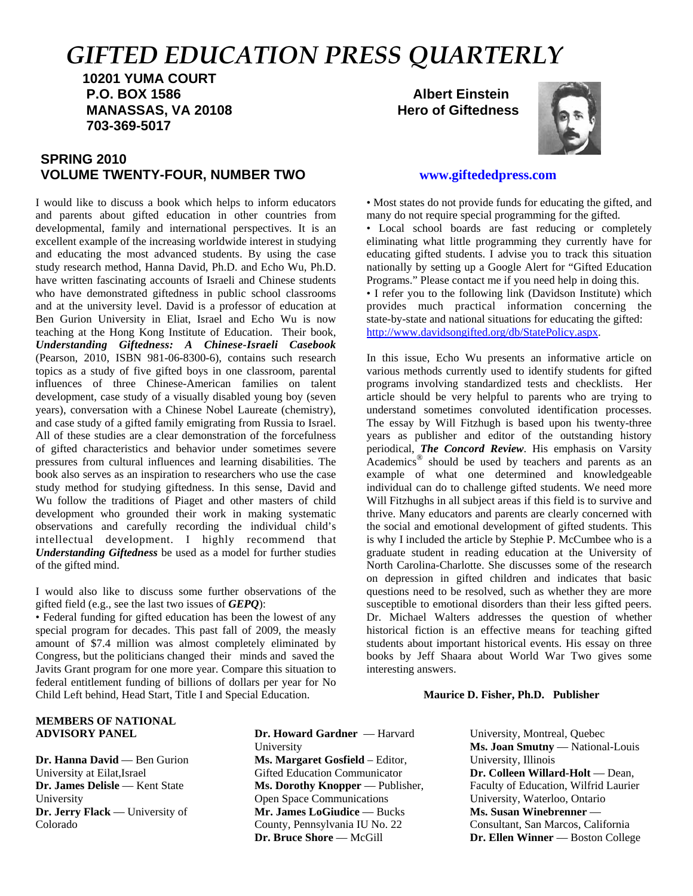# GIFTED EDUCATION PRESS QUARTERLY

**10201 YUMA COURT**
**P.O. BOX 1586**
**MANASSAS, VA 20108**
**703-369-5017**

**Albert Einstein**
**Hero of Giftedness**

## SPRING 2010
## VOLUME TWENTY-FOUR, NUMBER TWO

**www.giftededpress.com**

I would like to discuss a book which helps to inform educators and parents about gifted education in other countries from developmental, family and international perspectives. It is an excellent example of the increasing worldwide interest in studying and educating the most advanced students. By using the case study research method, Hanna David, Ph.D. and Echo Wu, Ph.D. have written fascinating accounts of Israeli and Chinese students who have demonstrated giftedness in public school classrooms and at the university level. David is a professor of education at Ben Gurion University in Eliat, Israel and Echo Wu is now teaching at the Hong Kong Institute of Education. Their book, ***Understanding Giftedness: A Chinese-Israeli Casebook*** (Pearson, 2010, ISBN 981-06-8300-6), contains such research topics as a study of five gifted boys in one classroom, parental influences of three Chinese-American families on talent development, case study of a visually disabled young boy (seven years), conversation with a Chinese Nobel Laureate (chemistry), and case study of a gifted family emigrating from Russia to Israel. All of these studies are a clear demonstration of the forcefulness of gifted characteristics and behavior under sometimes severe pressures from cultural influences and learning disabilities. The book also serves as an inspiration to researchers who use the case study method for studying giftedness. In this sense, David and Wu follow the traditions of Piaget and other masters of child development who grounded their work in making systematic observations and carefully recording the individual child's intellectual development. I highly recommend that ***Understanding Giftedness*** be used as a model for further studies of the gifted mind.

I would also like to discuss some further observations of the gifted field (e.g., see the last two issues of ***GEPQ***):

- Federal funding for gifted education has been the lowest of any special program for decades. This past fall of 2009, the measly amount of $7.4 million was almost completely eliminated by Congress, but the politicians changed their minds and saved the Javits Grant program for one more year. Compare this situation to federal entitlement funding of billions of dollars per year for No Child Left behind, Head Start, Title I and Special Education.
- Most states do not provide funds for educating the gifted, and many do not require special programming for the gifted.
- Local school boards are fast reducing or completely eliminating what little programming they currently have for educating gifted students. I advise you to track this situation nationally by setting up a Google Alert for "Gifted Education Programs." Please contact me if you need help in doing this.
- I refer you to the following link (Davidson Institute) which provides much practical information concerning the state-by-state and national situations for educating the gifted: http://www.davidsongifted.org/db/StatePolicy.aspx.

In this issue, Echo Wu presents an informative article on various methods currently used to identify students for gifted programs involving standardized tests and checklists. Her article should be very helpful to parents who are trying to understand sometimes convoluted identification processes. The essay by Will Fitzhugh is based upon his twenty-three years as publisher and editor of the outstanding history periodical, ***The Concord Review***. His emphasis on Varsity Academics® should be used by teachers and parents as an example of what one determined and knowledgeable individual can do to challenge gifted students. We need more Will Fitzhughs in all subject areas if this field is to survive and thrive. Many educators and parents are clearly concerned with the social and emotional development of gifted students. This is why I included the article by Stephie P. McCumbee who is a graduate student in reading education at the University of North Carolina-Charlotte. She discusses some of the research on depression in gifted children and indicates that basic questions need to be resolved, such as whether they are more susceptible to emotional disorders than their less gifted peers. Dr. Michael Walters addresses the question of whether historical fiction is an effective means for teaching gifted students about important historical events. His essay on three books by Jeff Shaara about World War Two gives some interesting answers.

**Maurice D. Fisher, Ph.D. Publisher**

**MEMBERS OF NATIONAL ADVISORY PANEL**

**Dr. Hanna David** — Ben Gurion University at Eilat,Israel
**Dr. James Delisle** — Kent State University
**Dr. Jerry Flack** — University of Colorado
**Dr. Howard Gardner** — Harvard University
**Ms. Margaret Gosfield** – Editor, Gifted Education Communicator
**Ms. Dorothy Knopper** — Publisher, Open Space Communications
**Mr. James LoGiudice** — Bucks County, Pennsylvania IU No. 22
**Dr. Bruce Shore** — McGill University, Montreal, Quebec
**Ms. Joan Smutny** — National-Louis University, Illinois
**Dr. Colleen Willard-Holt** — Dean, Faculty of Education, Wilfrid Laurier University, Waterloo, Ontario
**Ms. Susan Winebrenner** — Consultant, San Marcos, California
**Dr. Ellen Winner** — Boston College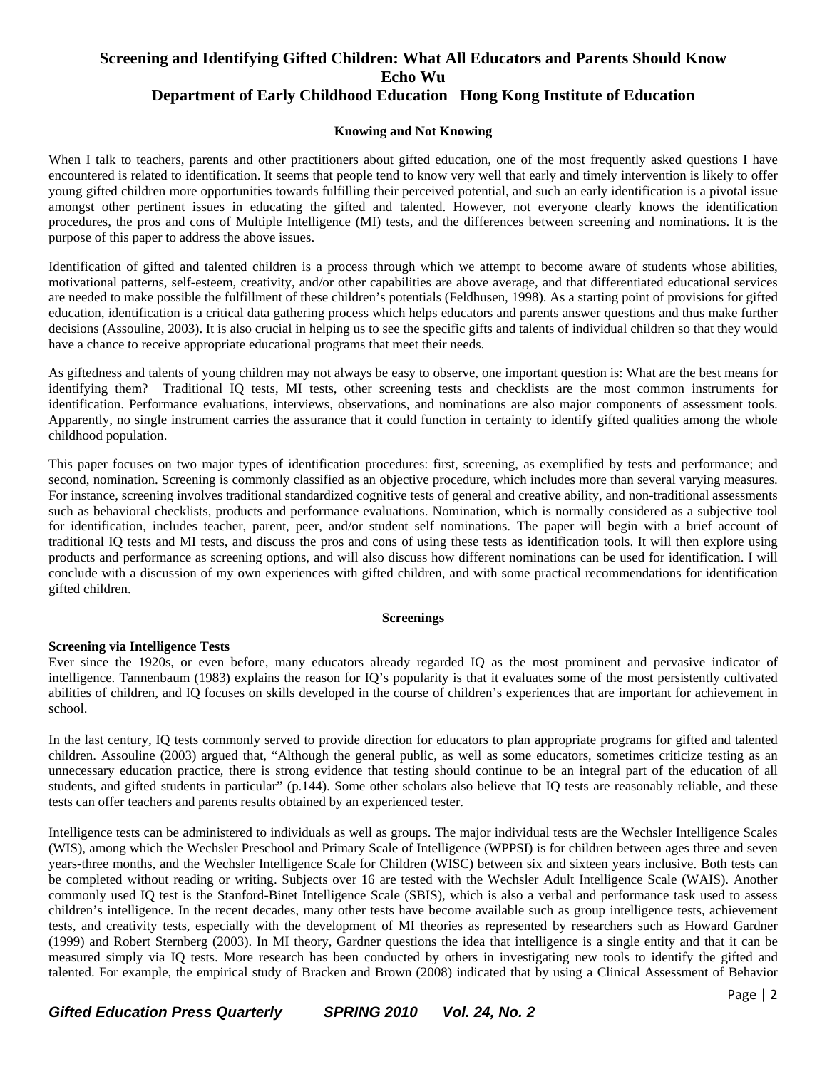# Screening and Identifying Gifted Children: What All Educators and Parents Should Know

**Echo Wu**

**Department of Early Childhood Education Hong Kong Institute of Education**

### Knowing and Not Knowing

When I talk to teachers, parents and other practitioners about gifted education, one of the most frequently asked questions I have encountered is related to identification. It seems that people tend to know very well that early and timely intervention is likely to offer young gifted children more opportunities towards fulfilling their perceived potential, and such an early identification is a pivotal issue amongst other pertinent issues in educating the gifted and talented. However, not everyone clearly knows the identification procedures, the pros and cons of Multiple Intelligence (MI) tests, and the differences between screening and nominations. It is the purpose of this paper to address the above issues.

Identification of gifted and talented children is a process through which we attempt to become aware of students whose abilities, motivational patterns, self-esteem, creativity, and/or other capabilities are above average, and that differentiated educational services are needed to make possible the fulfillment of these children's potentials (Feldhusen, 1998). As a starting point of provisions for gifted education, identification is a critical data gathering process which helps educators and parents answer questions and thus make further decisions (Assouline, 2003). It is also crucial in helping us to see the specific gifts and talents of individual children so that they would have a chance to receive appropriate educational programs that meet their needs.

As giftedness and talents of young children may not always be easy to observe, one important question is: What are the best means for identifying them? Traditional IQ tests, MI tests, other screening tests and checklists are the most common instruments for identification. Performance evaluations, interviews, observations, and nominations are also major components of assessment tools. Apparently, no single instrument carries the assurance that it could function in certainty to identify gifted qualities among the whole childhood population.

This paper focuses on two major types of identification procedures: first, screening, as exemplified by tests and performance; and second, nomination. Screening is commonly classified as an objective procedure, which includes more than several varying measures. For instance, screening involves traditional standardized cognitive tests of general and creative ability, and non-traditional assessments such as behavioral checklists, products and performance evaluations. Nomination, which is normally considered as a subjective tool for identification, includes teacher, parent, peer, and/or student self nominations. The paper will begin with a brief account of traditional IQ tests and MI tests, and discuss the pros and cons of using these tests as identification tools. It will then explore using products and performance as screening options, and will also discuss how different nominations can be used for identification. I will conclude with a discussion of my own experiences with gifted children, and with some practical recommendations for identification gifted children.

### Screenings

**Screening via Intelligence Tests**

Ever since the 1920s, or even before, many educators already regarded IQ as the most prominent and pervasive indicator of intelligence. Tannenbaum (1983) explains the reason for IQ's popularity is that it evaluates some of the most persistently cultivated abilities of children, and IQ focuses on skills developed in the course of children's experiences that are important for achievement in school.

In the last century, IQ tests commonly served to provide direction for educators to plan appropriate programs for gifted and talented children. Assouline (2003) argued that, "Although the general public, as well as some educators, sometimes criticize testing as an unnecessary education practice, there is strong evidence that testing should continue to be an integral part of the education of all students, and gifted students in particular" (p.144). Some other scholars also believe that IQ tests are reasonably reliable, and these tests can offer teachers and parents results obtained by an experienced tester.

Intelligence tests can be administered to individuals as well as groups. The major individual tests are the Wechsler Intelligence Scales (WIS), among which the Wechsler Preschool and Primary Scale of Intelligence (WPPSI) is for children between ages three and seven years-three months, and the Wechsler Intelligence Scale for Children (WISC) between six and sixteen years inclusive. Both tests can be completed without reading or writing. Subjects over 16 are tested with the Wechsler Adult Intelligence Scale (WAIS). Another commonly used IQ test is the Stanford-Binet Intelligence Scale (SBIS), which is also a verbal and performance task used to assess children's intelligence. In the recent decades, many other tests have become available such as group intelligence tests, achievement tests, and creativity tests, especially with the development of MI theories as represented by researchers such as Howard Gardner (1999) and Robert Sternberg (2003). In MI theory, Gardner questions the idea that intelligence is a single entity and that it can be measured simply via IQ tests. More research has been conducted by others in investigating new tools to identify the gifted and talented. For example, the empirical study of Bracken and Brown (2008) indicated that by using a Clinical Assessment of Behavior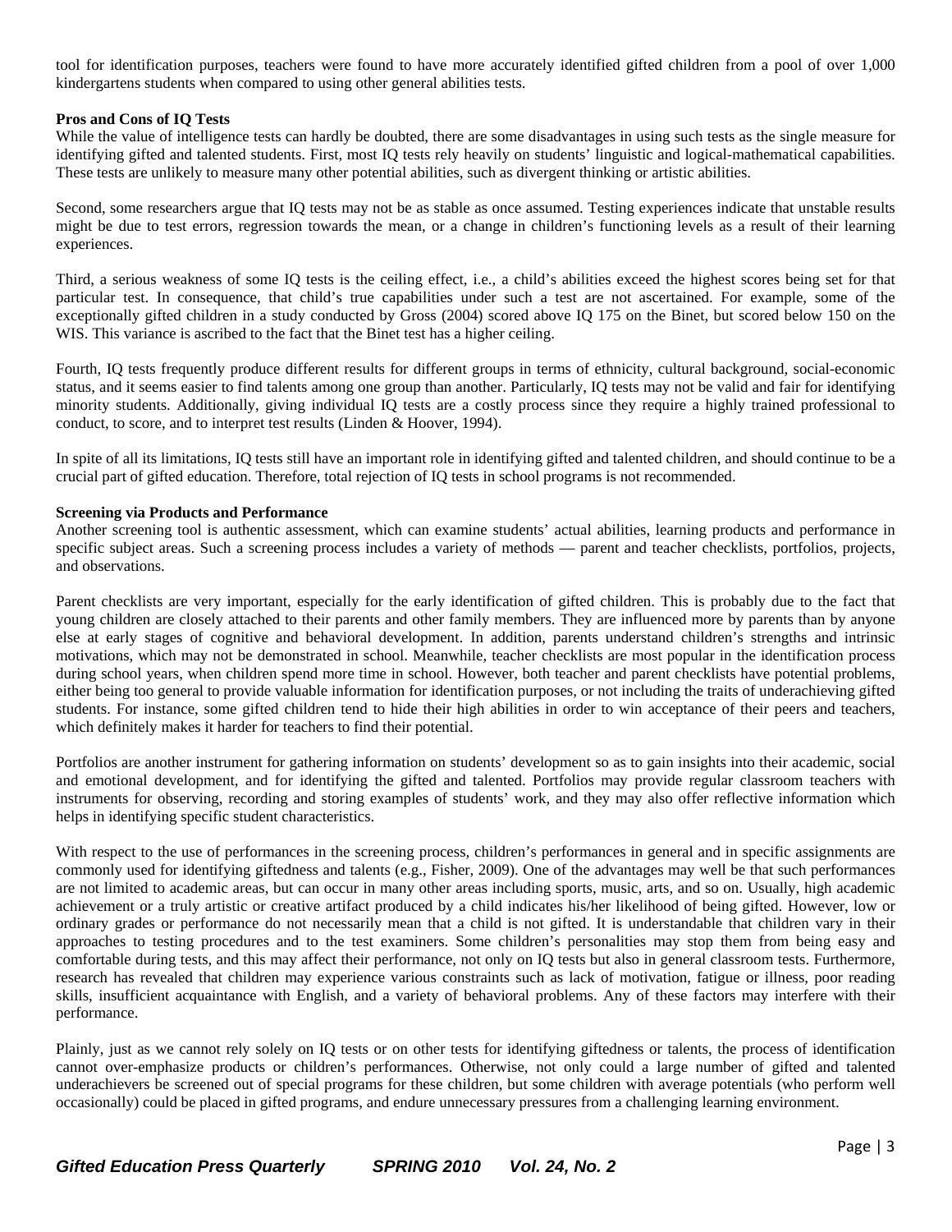tool for identification purposes, teachers were found to have more accurately identified gifted children from a pool of over 1,000 kindergartens students when compared to using other general abilities tests.

**Pros and Cons of IQ Tests**

While the value of intelligence tests can hardly be doubted, there are some disadvantages in using such tests as the single measure for identifying gifted and talented students. First, most IQ tests rely heavily on students' linguistic and logical-mathematical capabilities. These tests are unlikely to measure many other potential abilities, such as divergent thinking or artistic abilities.

Second, some researchers argue that IQ tests may not be as stable as once assumed. Testing experiences indicate that unstable results might be due to test errors, regression towards the mean, or a change in children's functioning levels as a result of their learning experiences.

Third, a serious weakness of some IQ tests is the ceiling effect, i.e., a child's abilities exceed the highest scores being set for that particular test. In consequence, that child's true capabilities under such a test are not ascertained. For example, some of the exceptionally gifted children in a study conducted by Gross (2004) scored above IQ 175 on the Binet, but scored below 150 on the WIS. This variance is ascribed to the fact that the Binet test has a higher ceiling.

Fourth, IQ tests frequently produce different results for different groups in terms of ethnicity, cultural background, social-economic status, and it seems easier to find talents among one group than another. Particularly, IQ tests may not be valid and fair for identifying minority students. Additionally, giving individual IQ tests are a costly process since they require a highly trained professional to conduct, to score, and to interpret test results (Linden & Hoover, 1994).

In spite of all its limitations, IQ tests still have an important role in identifying gifted and talented children, and should continue to be a crucial part of gifted education. Therefore, total rejection of IQ tests in school programs is not recommended.

**Screening via Products and Performance**

Another screening tool is authentic assessment, which can examine students' actual abilities, learning products and performance in specific subject areas. Such a screening process includes a variety of methods — parent and teacher checklists, portfolios, projects, and observations.

Parent checklists are very important, especially for the early identification of gifted children. This is probably due to the fact that young children are closely attached to their parents and other family members. They are influenced more by parents than by anyone else at early stages of cognitive and behavioral development. In addition, parents understand children's strengths and intrinsic motivations, which may not be demonstrated in school. Meanwhile, teacher checklists are most popular in the identification process during school years, when children spend more time in school. However, both teacher and parent checklists have potential problems, either being too general to provide valuable information for identification purposes, or not including the traits of underachieving gifted students. For instance, some gifted children tend to hide their high abilities in order to win acceptance of their peers and teachers, which definitely makes it harder for teachers to find their potential.

Portfolios are another instrument for gathering information on students' development so as to gain insights into their academic, social and emotional development, and for identifying the gifted and talented. Portfolios may provide regular classroom teachers with instruments for observing, recording and storing examples of students' work, and they may also offer reflective information which helps in identifying specific student characteristics.

With respect to the use of performances in the screening process, children's performances in general and in specific assignments are commonly used for identifying giftedness and talents (e.g., Fisher, 2009). One of the advantages may well be that such performances are not limited to academic areas, but can occur in many other areas including sports, music, arts, and so on. Usually, high academic achievement or a truly artistic or creative artifact produced by a child indicates his/her likelihood of being gifted. However, low or ordinary grades or performance do not necessarily mean that a child is not gifted. It is understandable that children vary in their approaches to testing procedures and to the test examiners. Some children's personalities may stop them from being easy and comfortable during tests, and this may affect their performance, not only on IQ tests but also in general classroom tests. Furthermore, research has revealed that children may experience various constraints such as lack of motivation, fatigue or illness, poor reading skills, insufficient acquaintance with English, and a variety of behavioral problems. Any of these factors may interfere with their performance.

Plainly, just as we cannot rely solely on IQ tests or on other tests for identifying giftedness or talents, the process of identification cannot over-emphasize products or children's performances. Otherwise, not only could a large number of gifted and talented underachievers be screened out of special programs for these children, but some children with average potentials (who perform well occasionally) could be placed in gifted programs, and endure unnecessary pressures from a challenging learning environment.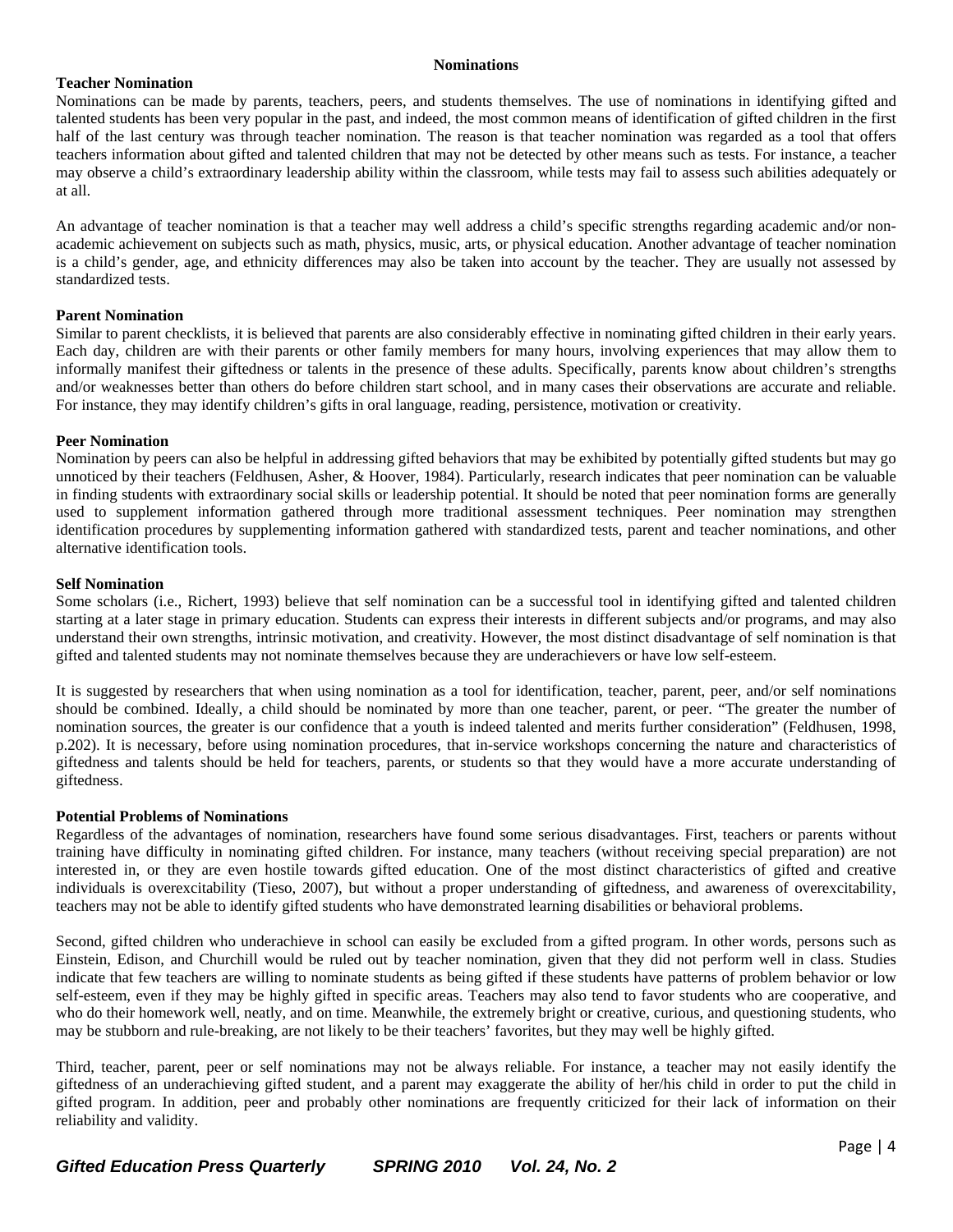## Nominations

### Teacher Nomination

Nominations can be made by parents, teachers, peers, and students themselves. The use of nominations in identifying gifted and talented students has been very popular in the past, and indeed, the most common means of identification of gifted children in the first half of the last century was through teacher nomination. The reason is that teacher nomination was regarded as a tool that offers teachers information about gifted and talented children that may not be detected by other means such as tests. For instance, a teacher may observe a child's extraordinary leadership ability within the classroom, while tests may fail to assess such abilities adequately or at all.

An advantage of teacher nomination is that a teacher may well address a child's specific strengths regarding academic and/or non-academic achievement on subjects such as math, physics, music, arts, or physical education. Another advantage of teacher nomination is a child's gender, age, and ethnicity differences may also be taken into account by the teacher. They are usually not assessed by standardized tests.

### Parent Nomination

Similar to parent checklists, it is believed that parents are also considerably effective in nominating gifted children in their early years. Each day, children are with their parents or other family members for many hours, involving experiences that may allow them to informally manifest their giftedness or talents in the presence of these adults. Specifically, parents know about children's strengths and/or weaknesses better than others do before children start school, and in many cases their observations are accurate and reliable. For instance, they may identify children's gifts in oral language, reading, persistence, motivation or creativity.

### Peer Nomination

Nomination by peers can also be helpful in addressing gifted behaviors that may be exhibited by potentially gifted students but may go unnoticed by their teachers (Feldhusen, Asher, & Hoover, 1984). Particularly, research indicates that peer nomination can be valuable in finding students with extraordinary social skills or leadership potential. It should be noted that peer nomination forms are generally used to supplement information gathered through more traditional assessment techniques. Peer nomination may strengthen identification procedures by supplementing information gathered with standardized tests, parent and teacher nominations, and other alternative identification tools.

### Self Nomination

Some scholars (i.e., Richert, 1993) believe that self nomination can be a successful tool in identifying gifted and talented children starting at a later stage in primary education. Students can express their interests in different subjects and/or programs, and may also understand their own strengths, intrinsic motivation, and creativity. However, the most distinct disadvantage of self nomination is that gifted and talented students may not nominate themselves because they are underachievers or have low self-esteem.

It is suggested by researchers that when using nomination as a tool for identification, teacher, parent, peer, and/or self nominations should be combined. Ideally, a child should be nominated by more than one teacher, parent, or peer. "The greater the number of nomination sources, the greater is our confidence that a youth is indeed talented and merits further consideration" (Feldhusen, 1998, p.202). It is necessary, before using nomination procedures, that in-service workshops concerning the nature and characteristics of giftedness and talents should be held for teachers, parents, or students so that they would have a more accurate understanding of giftedness.

### Potential Problems of Nominations

Regardless of the advantages of nomination, researchers have found some serious disadvantages. First, teachers or parents without training have difficulty in nominating gifted children. For instance, many teachers (without receiving special preparation) are not interested in, or they are even hostile towards gifted education. One of the most distinct characteristics of gifted and creative individuals is overexcitability (Tieso, 2007), but without a proper understanding of giftedness, and awareness of overexcitability, teachers may not be able to identify gifted students who have demonstrated learning disabilities or behavioral problems.

Second, gifted children who underachieve in school can easily be excluded from a gifted program. In other words, persons such as Einstein, Edison, and Churchill would be ruled out by teacher nomination, given that they did not perform well in class. Studies indicate that few teachers are willing to nominate students as being gifted if these students have patterns of problem behavior or low self-esteem, even if they may be highly gifted in specific areas. Teachers may also tend to favor students who are cooperative, and who do their homework well, neatly, and on time. Meanwhile, the extremely bright or creative, curious, and questioning students, who may be stubborn and rule-breaking, are not likely to be their teachers' favorites, but they may well be highly gifted.

Third, teacher, parent, peer or self nominations may not be always reliable. For instance, a teacher may not easily identify the giftedness of an underachieving gifted student, and a parent may exaggerate the ability of her/his child in order to put the child in gifted program. In addition, peer and probably other nominations are frequently criticized for their lack of information on their reliability and validity.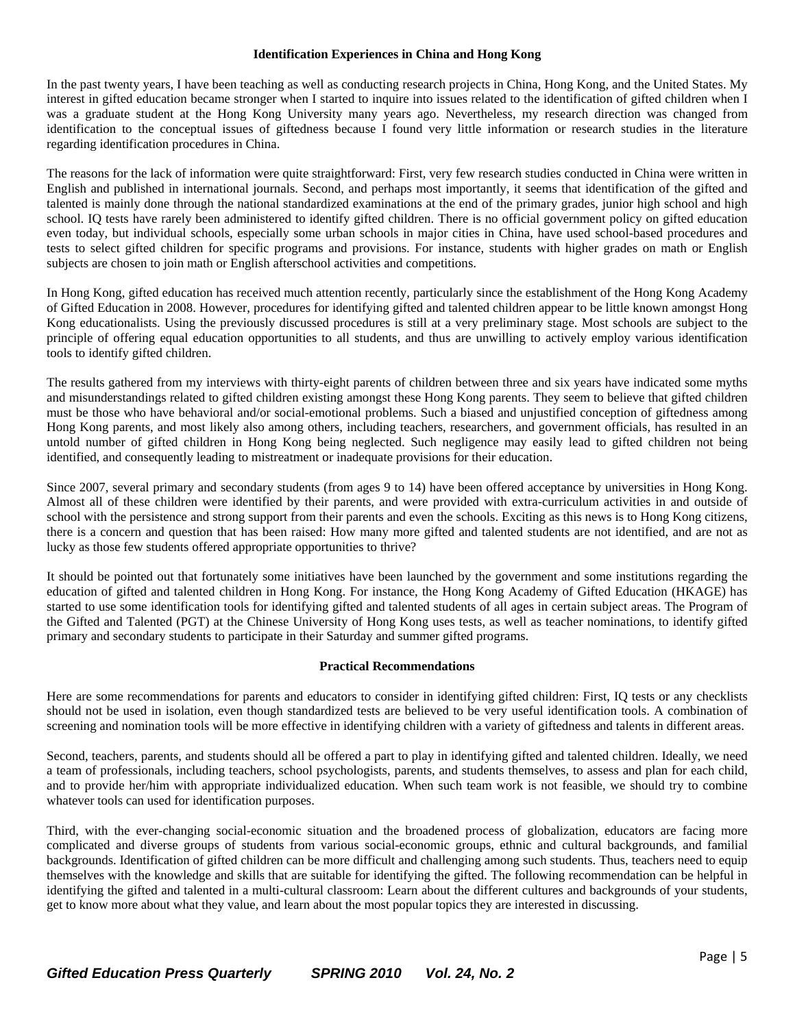### Identification Experiences in China and Hong Kong

In the past twenty years, I have been teaching as well as conducting research projects in China, Hong Kong, and the United States. My interest in gifted education became stronger when I started to inquire into issues related to the identification of gifted children when I was a graduate student at the Hong Kong University many years ago. Nevertheless, my research direction was changed from identification to the conceptual issues of giftedness because I found very little information or research studies in the literature regarding identification procedures in China.

The reasons for the lack of information were quite straightforward: First, very few research studies conducted in China were written in English and published in international journals. Second, and perhaps most importantly, it seems that identification of the gifted and talented is mainly done through the national standardized examinations at the end of the primary grades, junior high school and high school. IQ tests have rarely been administered to identify gifted children. There is no official government policy on gifted education even today, but individual schools, especially some urban schools in major cities in China, have used school-based procedures and tests to select gifted children for specific programs and provisions. For instance, students with higher grades on math or English subjects are chosen to join math or English afterschool activities and competitions.

In Hong Kong, gifted education has received much attention recently, particularly since the establishment of the Hong Kong Academy of Gifted Education in 2008. However, procedures for identifying gifted and talented children appear to be little known amongst Hong Kong educationalists. Using the previously discussed procedures is still at a very preliminary stage. Most schools are subject to the principle of offering equal education opportunities to all students, and thus are unwilling to actively employ various identification tools to identify gifted children.

The results gathered from my interviews with thirty-eight parents of children between three and six years have indicated some myths and misunderstandings related to gifted children existing amongst these Hong Kong parents. They seem to believe that gifted children must be those who have behavioral and/or social-emotional problems. Such a biased and unjustified conception of giftedness among Hong Kong parents, and most likely also among others, including teachers, researchers, and government officials, has resulted in an untold number of gifted children in Hong Kong being neglected. Such negligence may easily lead to gifted children not being identified, and consequently leading to mistreatment or inadequate provisions for their education.

Since 2007, several primary and secondary students (from ages 9 to 14) have been offered acceptance by universities in Hong Kong. Almost all of these children were identified by their parents, and were provided with extra-curriculum activities in and outside of school with the persistence and strong support from their parents and even the schools. Exciting as this news is to Hong Kong citizens, there is a concern and question that has been raised: How many more gifted and talented students are not identified, and are not as lucky as those few students offered appropriate opportunities to thrive?

It should be pointed out that fortunately some initiatives have been launched by the government and some institutions regarding the education of gifted and talented children in Hong Kong. For instance, the Hong Kong Academy of Gifted Education (HKAGE) has started to use some identification tools for identifying gifted and talented students of all ages in certain subject areas. The Program of the Gifted and Talented (PGT) at the Chinese University of Hong Kong uses tests, as well as teacher nominations, to identify gifted primary and secondary students to participate in their Saturday and summer gifted programs.

### Practical Recommendations

Here are some recommendations for parents and educators to consider in identifying gifted children: First, IQ tests or any checklists should not be used in isolation, even though standardized tests are believed to be very useful identification tools. A combination of screening and nomination tools will be more effective in identifying children with a variety of giftedness and talents in different areas.

Second, teachers, parents, and students should all be offered a part to play in identifying gifted and talented children. Ideally, we need a team of professionals, including teachers, school psychologists, parents, and students themselves, to assess and plan for each child, and to provide her/him with appropriate individualized education. When such team work is not feasible, we should try to combine whatever tools can used for identification purposes.

Third, with the ever-changing social-economic situation and the broadened process of globalization, educators are facing more complicated and diverse groups of students from various social-economic groups, ethnic and cultural backgrounds, and familial backgrounds. Identification of gifted children can be more difficult and challenging among such students. Thus, teachers need to equip themselves with the knowledge and skills that are suitable for identifying the gifted. The following recommendation can be helpful in identifying the gifted and talented in a multi-cultural classroom: Learn about the different cultures and backgrounds of your students, get to know more about what they value, and learn about the most popular topics they are interested in discussing.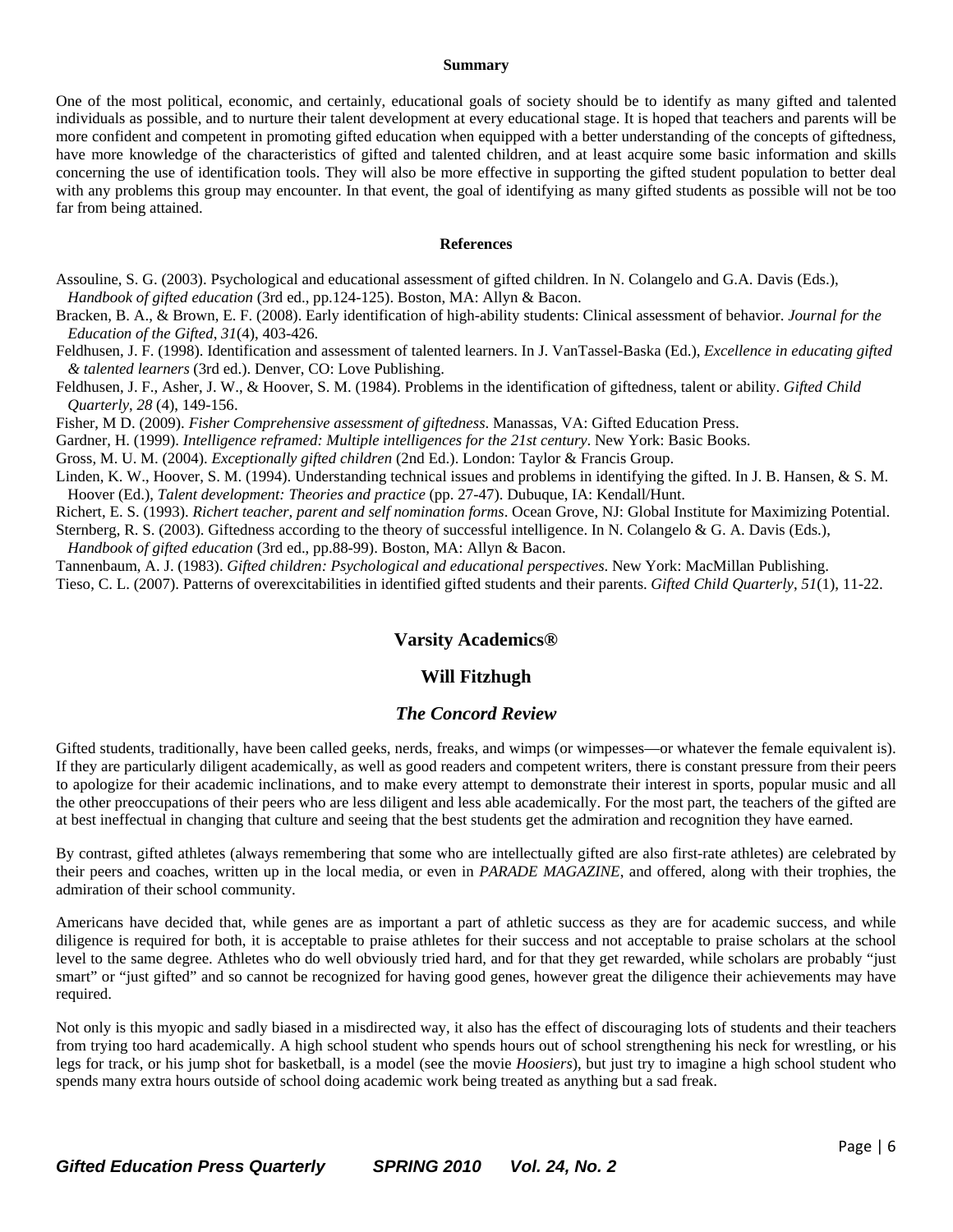## Summary

One of the most political, economic, and certainly, educational goals of society should be to identify as many gifted and talented individuals as possible, and to nurture their talent development at every educational stage. It is hoped that teachers and parents will be more confident and competent in promoting gifted education when equipped with a better understanding of the concepts of giftedness, have more knowledge of the characteristics of gifted and talented children, and at least acquire some basic information and skills concerning the use of identification tools. They will also be more effective in supporting the gifted student population to better deal with any problems this group may encounter. In that event, the goal of identifying as many gifted students as possible will not be too far from being attained.

## References

Assouline, S. G. (2003). Psychological and educational assessment of gifted children. In N. Colangelo and G.A. Davis (Eds.), *Handbook of gifted education* (3rd ed., pp.124-125). Boston, MA: Allyn & Bacon.

Bracken, B. A., & Brown, E. F. (2008). Early identification of high-ability students: Clinical assessment of behavior. *Journal for the Education of the Gifted*, *31*(4), 403-426.

Feldhusen, J. F. (1998). Identification and assessment of talented learners. In J. VanTassel-Baska (Ed.), *Excellence in educating gifted & talented learners* (3rd ed.). Denver, CO: Love Publishing.

Feldhusen, J. F., Asher, J. W., & Hoover, S. M. (1984). Problems in the identification of giftedness, talent or ability. *Gifted Child Quarterly*, *28* (4), 149-156.

Fisher, M D. (2009). *Fisher Comprehensive assessment of giftedness*. Manassas, VA: Gifted Education Press.

Gardner, H. (1999). *Intelligence reframed: Multiple intelligences for the 21st century*. New York: Basic Books.

Gross, M. U. M. (2004). *Exceptionally gifted children* (2nd Ed.). London: Taylor & Francis Group.

Linden, K. W., Hoover, S. M. (1994). Understanding technical issues and problems in identifying the gifted. In J. B. Hansen, & S. M. Hoover (Ed.), *Talent development: Theories and practice* (pp. 27-47). Dubuque, IA: Kendall/Hunt.

Richert, E. S. (1993). *Richert teacher, parent and self nomination forms*. Ocean Grove, NJ: Global Institute for Maximizing Potential.

Sternberg, R. S. (2003). Giftedness according to the theory of successful intelligence. In N. Colangelo & G. A. Davis (Eds.), *Handbook of gifted education* (3rd ed., pp.88-99). Boston, MA: Allyn & Bacon.

Tannenbaum, A. J. (1983). *Gifted children: Psychological and educational perspectives*. New York: MacMillan Publishing.

Tieso, C. L. (2007). Patterns of overexcitabilities in identified gifted students and their parents. *Gifted Child Quarterly*, *51*(1), 11-22.

# Varsity Academics®

## Will Fitzhugh

## *The Concord Review*

Gifted students, traditionally, have been called geeks, nerds, freaks, and wimps (or wimpesses—or whatever the female equivalent is). If they are particularly diligent academically, as well as good readers and competent writers, there is constant pressure from their peers to apologize for their academic inclinations, and to make every attempt to demonstrate their interest in sports, popular music and all the other preoccupations of their peers who are less diligent and less able academically. For the most part, the teachers of the gifted are at best ineffectual in changing that culture and seeing that the best students get the admiration and recognition they have earned.

By contrast, gifted athletes (always remembering that some who are intellectually gifted are also first-rate athletes) are celebrated by their peers and coaches, written up in the local media, or even in *PARADE MAGAZINE*, and offered, along with their trophies, the admiration of their school community.

Americans have decided that, while genes are as important a part of athletic success as they are for academic success, and while diligence is required for both, it is acceptable to praise athletes for their success and not acceptable to praise scholars at the school level to the same degree. Athletes who do well obviously tried hard, and for that they get rewarded, while scholars are probably "just smart" or "just gifted" and so cannot be recognized for having good genes, however great the diligence their achievements may have required.

Not only is this myopic and sadly biased in a misdirected way, it also has the effect of discouraging lots of students and their teachers from trying too hard academically. A high school student who spends hours out of school strengthening his neck for wrestling, or his legs for track, or his jump shot for basketball, is a model (see the movie *Hoosiers*), but just try to imagine a high school student who spends many extra hours outside of school doing academic work being treated as anything but a sad freak.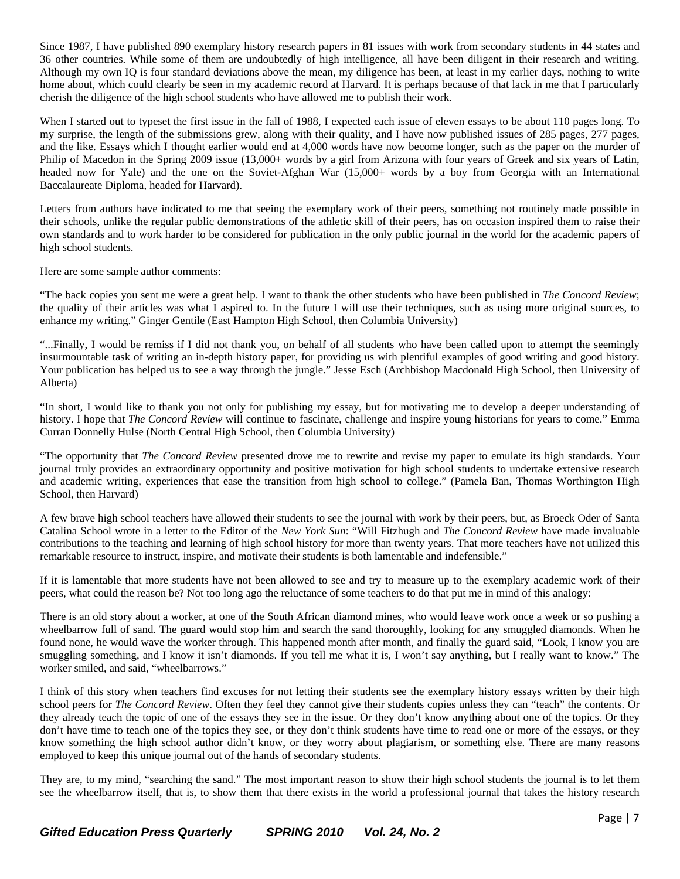Since 1987, I have published 890 exemplary history research papers in 81 issues with work from secondary students in 44 states and 36 other countries. While some of them are undoubtedly of high intelligence, all have been diligent in their research and writing. Although my own IQ is four standard deviations above the mean, my diligence has been, at least in my earlier days, nothing to write home about, which could clearly be seen in my academic record at Harvard. It is perhaps because of that lack in me that I particularly cherish the diligence of the high school students who have allowed me to publish their work.

When I started out to typeset the first issue in the fall of 1988, I expected each issue of eleven essays to be about 110 pages long. To my surprise, the length of the submissions grew, along with their quality, and I have now published issues of 285 pages, 277 pages, and the like. Essays which I thought earlier would end at 4,000 words have now become longer, such as the paper on the murder of Philip of Macedon in the Spring 2009 issue (13,000+ words by a girl from Arizona with four years of Greek and six years of Latin, headed now for Yale) and the one on the Soviet-Afghan War (15,000+ words by a boy from Georgia with an International Baccalaureate Diploma, headed for Harvard).

Letters from authors have indicated to me that seeing the exemplary work of their peers, something not routinely made possible in their schools, unlike the regular public demonstrations of the athletic skill of their peers, has on occasion inspired them to raise their own standards and to work harder to be considered for publication in the only public journal in the world for the academic papers of high school students.

Here are some sample author comments:

"The back copies you sent me were a great help. I want to thank the other students who have been published in *The Concord Review*; the quality of their articles was what I aspired to. In the future I will use their techniques, such as using more original sources, to enhance my writing." Ginger Gentile (East Hampton High School, then Columbia University)

"...Finally, I would be remiss if I did not thank you, on behalf of all students who have been called upon to attempt the seemingly insurmountable task of writing an in-depth history paper, for providing us with plentiful examples of good writing and good history. Your publication has helped us to see a way through the jungle." Jesse Esch (Archbishop Macdonald High School, then University of Alberta)

"In short, I would like to thank you not only for publishing my essay, but for motivating me to develop a deeper understanding of history. I hope that *The Concord Review* will continue to fascinate, challenge and inspire young historians for years to come." Emma Curran Donnelly Hulse (North Central High School, then Columbia University)

"The opportunity that *The Concord Review* presented drove me to rewrite and revise my paper to emulate its high standards. Your journal truly provides an extraordinary opportunity and positive motivation for high school students to undertake extensive research and academic writing, experiences that ease the transition from high school to college." (Pamela Ban, Thomas Worthington High School, then Harvard)

A few brave high school teachers have allowed their students to see the journal with work by their peers, but, as Broeck Oder of Santa Catalina School wrote in a letter to the Editor of the *New York Sun*: "Will Fitzhugh and *The Concord Review* have made invaluable contributions to the teaching and learning of high school history for more than twenty years. That more teachers have not utilized this remarkable resource to instruct, inspire, and motivate their students is both lamentable and indefensible."

If it is lamentable that more students have not been allowed to see and try to measure up to the exemplary academic work of their peers, what could the reason be? Not too long ago the reluctance of some teachers to do that put me in mind of this analogy:

There is an old story about a worker, at one of the South African diamond mines, who would leave work once a week or so pushing a wheelbarrow full of sand. The guard would stop him and search the sand thoroughly, looking for any smuggled diamonds. When he found none, he would wave the worker through. This happened month after month, and finally the guard said, "Look, I know you are smuggling something, and I know it isn't diamonds. If you tell me what it is, I won't say anything, but I really want to know." The worker smiled, and said, "wheelbarrows."

I think of this story when teachers find excuses for not letting their students see the exemplary history essays written by their high school peers for *The Concord Review*. Often they feel they cannot give their students copies unless they can "teach" the contents. Or they already teach the topic of one of the essays they see in the issue. Or they don't know anything about one of the topics. Or they don't have time to teach one of the topics they see, or they don't think students have time to read one or more of the essays, or they know something the high school author didn't know, or they worry about plagiarism, or something else. There are many reasons employed to keep this unique journal out of the hands of secondary students.

They are, to my mind, "searching the sand." The most important reason to show their high school students the journal is to let them see the wheelbarrow itself, that is, to show them that there exists in the world a professional journal that takes the history research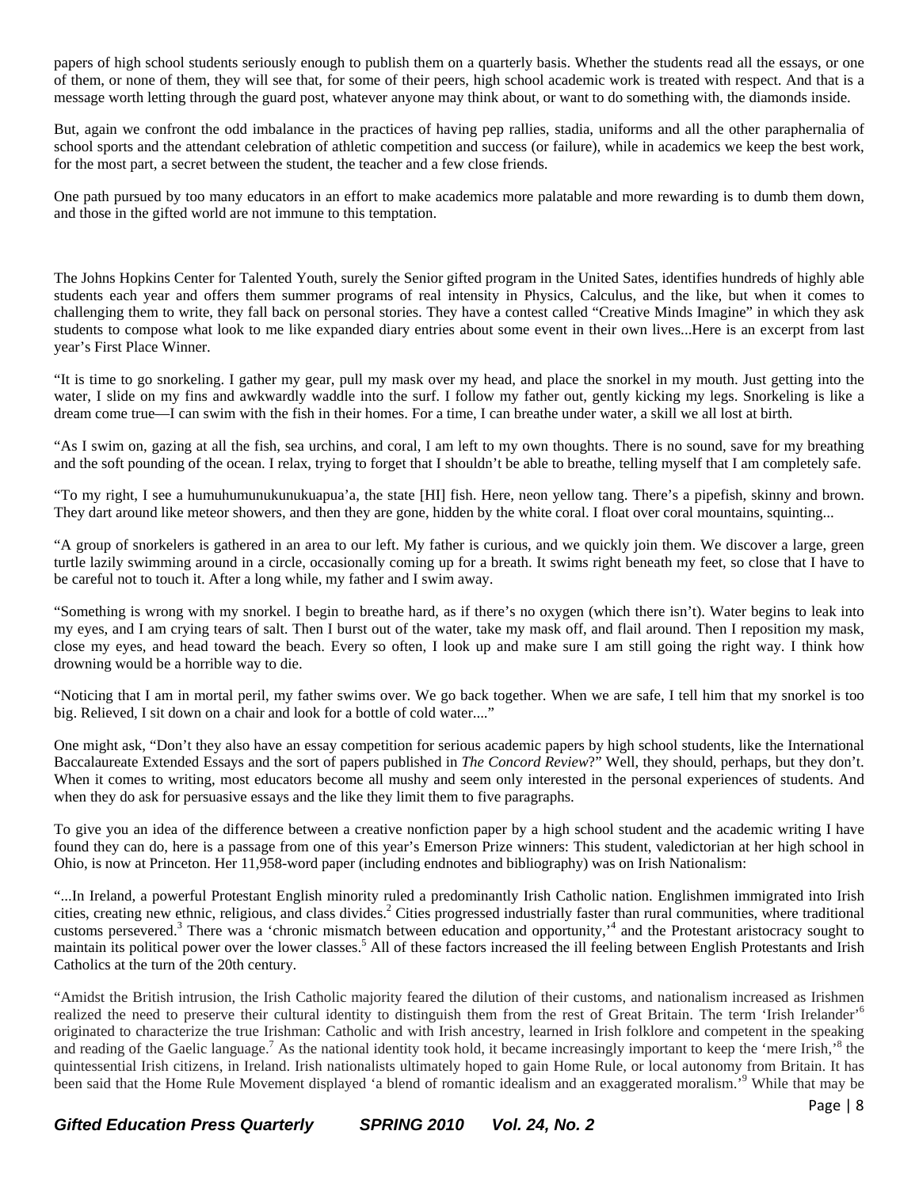papers of high school students seriously enough to publish them on a quarterly basis. Whether the students read all the essays, or one of them, or none of them, they will see that, for some of their peers, high school academic work is treated with respect. And that is a message worth letting through the guard post, whatever anyone may think about, or want to do something with, the diamonds inside.

But, again we confront the odd imbalance in the practices of having pep rallies, stadia, uniforms and all the other paraphernalia of school sports and the attendant celebration of athletic competition and success (or failure), while in academics we keep the best work, for the most part, a secret between the student, the teacher and a few close friends.

One path pursued by too many educators in an effort to make academics more palatable and more rewarding is to dumb them down, and those in the gifted world are not immune to this temptation.

The Johns Hopkins Center for Talented Youth, surely the Senior gifted program in the United Sates, identifies hundreds of highly able students each year and offers them summer programs of real intensity in Physics, Calculus, and the like, but when it comes to challenging them to write, they fall back on personal stories. They have a contest called "Creative Minds Imagine" in which they ask students to compose what look to me like expanded diary entries about some event in their own lives...Here is an excerpt from last year's First Place Winner.

"It is time to go snorkeling. I gather my gear, pull my mask over my head, and place the snorkel in my mouth. Just getting into the water, I slide on my fins and awkwardly waddle into the surf. I follow my father out, gently kicking my legs. Snorkeling is like a dream come true—I can swim with the fish in their homes. For a time, I can breathe under water, a skill we all lost at birth.

"As I swim on, gazing at all the fish, sea urchins, and coral, I am left to my own thoughts. There is no sound, save for my breathing and the soft pounding of the ocean. I relax, trying to forget that I shouldn't be able to breathe, telling myself that I am completely safe.

"To my right, I see a humuhumunukunukuapua'a, the state [HI] fish. Here, neon yellow tang. There's a pipefish, skinny and brown. They dart around like meteor showers, and then they are gone, hidden by the white coral. I float over coral mountains, squinting...

"A group of snorkelers is gathered in an area to our left. My father is curious, and we quickly join them. We discover a large, green turtle lazily swimming around in a circle, occasionally coming up for a breath. It swims right beneath my feet, so close that I have to be careful not to touch it. After a long while, my father and I swim away.

"Something is wrong with my snorkel. I begin to breathe hard, as if there's no oxygen (which there isn't). Water begins to leak into my eyes, and I am crying tears of salt. Then I burst out of the water, take my mask off, and flail around. Then I reposition my mask, close my eyes, and head toward the beach. Every so often, I look up and make sure I am still going the right way. I think how drowning would be a horrible way to die.

"Noticing that I am in mortal peril, my father swims over. We go back together. When we are safe, I tell him that my snorkel is too big. Relieved, I sit down on a chair and look for a bottle of cold water...."

One might ask, "Don't they also have an essay competition for serious academic papers by high school students, like the International Baccalaureate Extended Essays and the sort of papers published in *The Concord Review*?" Well, they should, perhaps, but they don't. When it comes to writing, most educators become all mushy and seem only interested in the personal experiences of students. And when they do ask for persuasive essays and the like they limit them to five paragraphs.

To give you an idea of the difference between a creative nonfiction paper by a high school student and the academic writing I have found they can do, here is a passage from one of this year's Emerson Prize winners: This student, valedictorian at her high school in Ohio, is now at Princeton. Her 11,958-word paper (including endnotes and bibliography) was on Irish Nationalism:

"...In Ireland, a powerful Protestant English minority ruled a predominantly Irish Catholic nation. Englishmen immigrated into Irish cities, creating new ethnic, religious, and class divides.[2] Cities progressed industrially faster than rural communities, where traditional customs persevered.[3] There was a 'chronic mismatch between education and opportunity,'[4] and the Protestant aristocracy sought to maintain its political power over the lower classes.[5] All of these factors increased the ill feeling between English Protestants and Irish Catholics at the turn of the 20th century.

"Amidst the British intrusion, the Irish Catholic majority feared the dilution of their customs, and nationalism increased as Irishmen realized the need to preserve their cultural identity to distinguish them from the rest of Great Britain. The term 'Irish Irelander'[6] originated to characterize the true Irishman: Catholic and with Irish ancestry, learned in Irish folklore and competent in the speaking and reading of the Gaelic language.[7] As the national identity took hold, it became increasingly important to keep the 'mere Irish,'[8] the quintessential Irish citizens, in Ireland. Irish nationalists ultimately hoped to gain Home Rule, or local autonomy from Britain. It has been said that the Home Rule Movement displayed 'a blend of romantic idealism and an exaggerated moralism.'[9] While that may be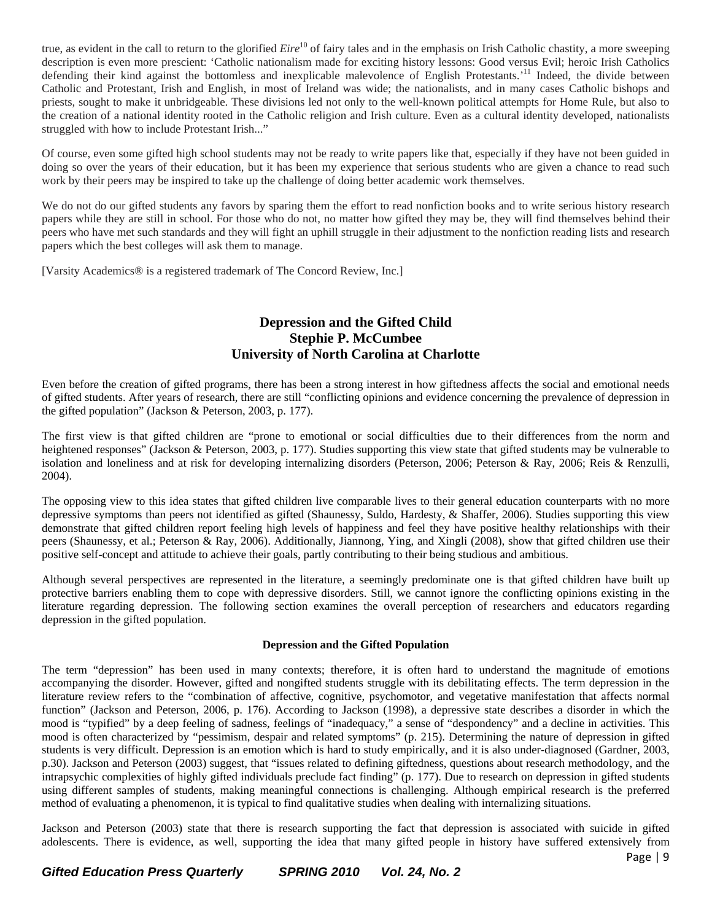true, as evident in the call to return to the glorified *Eire*[10] of fairy tales and in the emphasis on Irish Catholic chastity, a more sweeping description is even more prescient: 'Catholic nationalism made for exciting history lessons: Good versus Evil; heroic Irish Catholics defending their kind against the bottomless and inexplicable malevolence of English Protestants.'[11] Indeed, the divide between Catholic and Protestant, Irish and English, in most of Ireland was wide; the nationalists, and in many cases Catholic bishops and priests, sought to make it unbridgeable. These divisions led not only to the well-known political attempts for Home Rule, but also to the creation of a national identity rooted in the Catholic religion and Irish culture. Even as a cultural identity developed, nationalists struggled with how to include Protestant Irish..."

Of course, even some gifted high school students may not be ready to write papers like that, especially if they have not been guided in doing so over the years of their education, but it has been my experience that serious students who are given a chance to read such work by their peers may be inspired to take up the challenge of doing better academic work themselves.

We do not do our gifted students any favors by sparing them the effort to read nonfiction books and to write serious history research papers while they are still in school. For those who do not, no matter how gifted they may be, they will find themselves behind their peers who have met such standards and they will fight an uphill struggle in their adjustment to the nonfiction reading lists and research papers which the best colleges will ask them to manage.

[Varsity Academics® is a registered trademark of The Concord Review, Inc.]

## Depression and the Gifted Child
## Stephie P. McCumbee
## University of North Carolina at Charlotte

Even before the creation of gifted programs, there has been a strong interest in how giftedness affects the social and emotional needs of gifted students. After years of research, there are still "conflicting opinions and evidence concerning the prevalence of depression in the gifted population" (Jackson & Peterson, 2003, p. 177).

The first view is that gifted children are "prone to emotional or social difficulties due to their differences from the norm and heightened responses" (Jackson & Peterson, 2003, p. 177). Studies supporting this view state that gifted students may be vulnerable to isolation and loneliness and at risk for developing internalizing disorders (Peterson, 2006; Peterson & Ray, 2006; Reis & Renzulli, 2004).

The opposing view to this idea states that gifted children live comparable lives to their general education counterparts with no more depressive symptoms than peers not identified as gifted (Shaunessy, Suldo, Hardesty, & Shaffer, 2006). Studies supporting this view demonstrate that gifted children report feeling high levels of happiness and feel they have positive healthy relationships with their peers (Shaunessy, et al.; Peterson & Ray, 2006). Additionally, Jiannong, Ying, and Xingli (2008), show that gifted children use their positive self-concept and attitude to achieve their goals, partly contributing to their being studious and ambitious.

Although several perspectives are represented in the literature, a seemingly predominate one is that gifted children have built up protective barriers enabling them to cope with depressive disorders. Still, we cannot ignore the conflicting opinions existing in the literature regarding depression. The following section examines the overall perception of researchers and educators regarding depression in the gifted population.

### Depression and the Gifted Population

The term "depression" has been used in many contexts; therefore, it is often hard to understand the magnitude of emotions accompanying the disorder. However, gifted and nongifted students struggle with its debilitating effects. The term depression in the literature review refers to the "combination of affective, cognitive, psychomotor, and vegetative manifestation that affects normal function" (Jackson and Peterson, 2006, p. 176). According to Jackson (1998), a depressive state describes a disorder in which the mood is "typified" by a deep feeling of sadness, feelings of "inadequacy," a sense of "despondency" and a decline in activities. This mood is often characterized by "pessimism, despair and related symptoms" (p. 215). Determining the nature of depression in gifted students is very difficult. Depression is an emotion which is hard to study empirically, and it is also under-diagnosed (Gardner, 2003, p.30). Jackson and Peterson (2003) suggest, that "issues related to defining giftedness, questions about research methodology, and the intrapsychic complexities of highly gifted individuals preclude fact finding" (p. 177). Due to research on depression in gifted students using different samples of students, making meaningful connections is challenging. Although empirical research is the preferred method of evaluating a phenomenon, it is typical to find qualitative studies when dealing with internalizing situations.

Jackson and Peterson (2003) state that there is research supporting the fact that depression is associated with suicide in gifted adolescents. There is evidence, as well, supporting the idea that many gifted people in history have suffered extensively from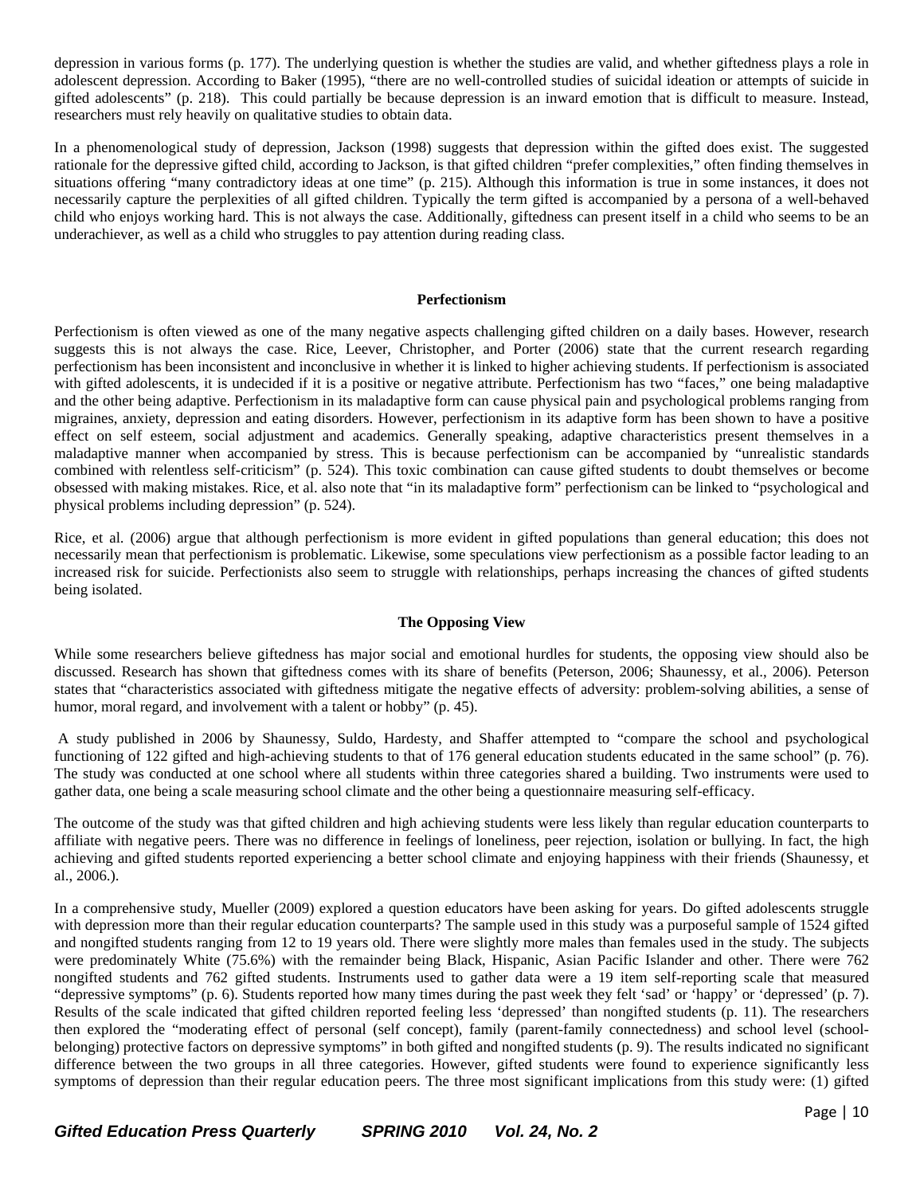depression in various forms (p. 177). The underlying question is whether the studies are valid, and whether giftedness plays a role in adolescent depression. According to Baker (1995), "there are no well-controlled studies of suicidal ideation or attempts of suicide in gifted adolescents" (p. 218). This could partially be because depression is an inward emotion that is difficult to measure. Instead, researchers must rely heavily on qualitative studies to obtain data.

In a phenomenological study of depression, Jackson (1998) suggests that depression within the gifted does exist. The suggested rationale for the depressive gifted child, according to Jackson, is that gifted children "prefer complexities," often finding themselves in situations offering "many contradictory ideas at one time" (p. 215). Although this information is true in some instances, it does not necessarily capture the perplexities of all gifted children. Typically the term gifted is accompanied by a persona of a well-behaved child who enjoys working hard. This is not always the case. Additionally, giftedness can present itself in a child who seems to be an underachiever, as well as a child who struggles to pay attention during reading class.

**Perfectionism**

Perfectionism is often viewed as one of the many negative aspects challenging gifted children on a daily bases. However, research suggests this is not always the case. Rice, Leever, Christopher, and Porter (2006) state that the current research regarding perfectionism has been inconsistent and inconclusive in whether it is linked to higher achieving students. If perfectionism is associated with gifted adolescents, it is undecided if it is a positive or negative attribute. Perfectionism has two "faces," one being maladaptive and the other being adaptive. Perfectionism in its maladaptive form can cause physical pain and psychological problems ranging from migraines, anxiety, depression and eating disorders. However, perfectionism in its adaptive form has been shown to have a positive effect on self esteem, social adjustment and academics. Generally speaking, adaptive characteristics present themselves in a maladaptive manner when accompanied by stress. This is because perfectionism can be accompanied by "unrealistic standards combined with relentless self-criticism" (p. 524). This toxic combination can cause gifted students to doubt themselves or become obsessed with making mistakes. Rice, et al. also note that "in its maladaptive form" perfectionism can be linked to "psychological and physical problems including depression" (p. 524).

Rice, et al. (2006) argue that although perfectionism is more evident in gifted populations than general education; this does not necessarily mean that perfectionism is problematic. Likewise, some speculations view perfectionism as a possible factor leading to an increased risk for suicide. Perfectionists also seem to struggle with relationships, perhaps increasing the chances of gifted students being isolated.

**The Opposing View**

While some researchers believe giftedness has major social and emotional hurdles for students, the opposing view should also be discussed. Research has shown that giftedness comes with its share of benefits (Peterson, 2006; Shaunessy, et al., 2006). Peterson states that "characteristics associated with giftedness mitigate the negative effects of adversity: problem-solving abilities, a sense of humor, moral regard, and involvement with a talent or hobby" (p. 45).

A study published in 2006 by Shaunessy, Suldo, Hardesty, and Shaffer attempted to "compare the school and psychological functioning of 122 gifted and high-achieving students to that of 176 general education students educated in the same school" (p. 76). The study was conducted at one school where all students within three categories shared a building. Two instruments were used to gather data, one being a scale measuring school climate and the other being a questionnaire measuring self-efficacy.

The outcome of the study was that gifted children and high achieving students were less likely than regular education counterparts to affiliate with negative peers. There was no difference in feelings of loneliness, peer rejection, isolation or bullying. In fact, the high achieving and gifted students reported experiencing a better school climate and enjoying happiness with their friends (Shaunessy, et al., 2006.).

In a comprehensive study, Mueller (2009) explored a question educators have been asking for years. Do gifted adolescents struggle with depression more than their regular education counterparts? The sample used in this study was a purposeful sample of 1524 gifted and nongifted students ranging from 12 to 19 years old. There were slightly more males than females used in the study. The subjects were predominately White (75.6%) with the remainder being Black, Hispanic, Asian Pacific Islander and other. There were 762 nongifted students and 762 gifted students. Instruments used to gather data were a 19 item self-reporting scale that measured "depressive symptoms" (p. 6). Students reported how many times during the past week they felt 'sad' or 'happy' or 'depressed' (p. 7). Results of the scale indicated that gifted children reported feeling less 'depressed' than nongifted students (p. 11). The researchers then explored the "moderating effect of personal (self concept), family (parent-family connectedness) and school level (school-belonging) protective factors on depressive symptoms" in both gifted and nongifted students (p. 9). The results indicated no significant difference between the two groups in all three categories. However, gifted students were found to experience significantly less symptoms of depression than their regular education peers. The three most significant implications from this study were: (1) gifted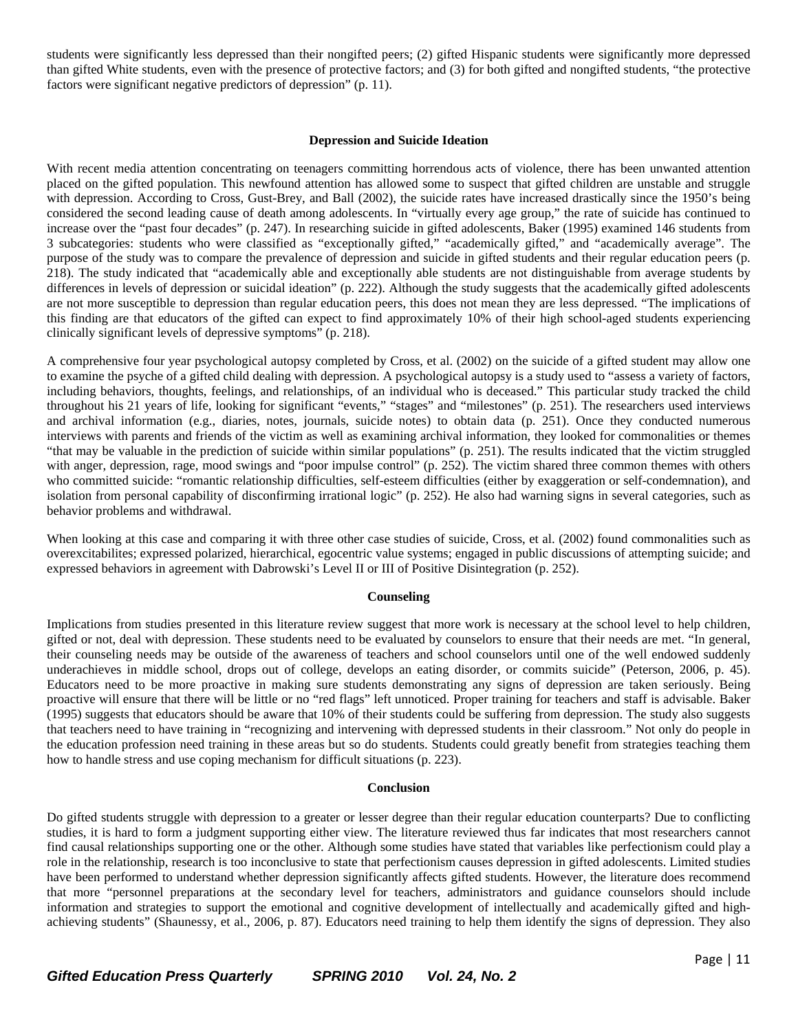students were significantly less depressed than their nongifted peers; (2) gifted Hispanic students were significantly more depressed than gifted White students, even with the presence of protective factors; and (3) for both gifted and nongifted students, "the protective factors were significant negative predictors of depression" (p. 11).

### Depression and Suicide Ideation

With recent media attention concentrating on teenagers committing horrendous acts of violence, there has been unwanted attention placed on the gifted population. This newfound attention has allowed some to suspect that gifted children are unstable and struggle with depression. According to Cross, Gust-Brey, and Ball (2002), the suicide rates have increased drastically since the 1950's being considered the second leading cause of death among adolescents. In "virtually every age group," the rate of suicide has continued to increase over the "past four decades" (p. 247). In researching suicide in gifted adolescents, Baker (1995) examined 146 students from 3 subcategories: students who were classified as "exceptionally gifted," "academically gifted," and "academically average". The purpose of the study was to compare the prevalence of depression and suicide in gifted students and their regular education peers (p. 218). The study indicated that "academically able and exceptionally able students are not distinguishable from average students by differences in levels of depression or suicidal ideation" (p. 222). Although the study suggests that the academically gifted adolescents are not more susceptible to depression than regular education peers, this does not mean they are less depressed. "The implications of this finding are that educators of the gifted can expect to find approximately 10% of their high school-aged students experiencing clinically significant levels of depressive symptoms" (p. 218).

A comprehensive four year psychological autopsy completed by Cross, et al. (2002) on the suicide of a gifted student may allow one to examine the psyche of a gifted child dealing with depression. A psychological autopsy is a study used to "assess a variety of factors, including behaviors, thoughts, feelings, and relationships, of an individual who is deceased." This particular study tracked the child throughout his 21 years of life, looking for significant "events," "stages" and "milestones" (p. 251). The researchers used interviews and archival information (e.g., diaries, notes, journals, suicide notes) to obtain data (p. 251). Once they conducted numerous interviews with parents and friends of the victim as well as examining archival information, they looked for commonalities or themes "that may be valuable in the prediction of suicide within similar populations" (p. 251). The results indicated that the victim struggled with anger, depression, rage, mood swings and "poor impulse control" (p. 252). The victim shared three common themes with others who committed suicide: "romantic relationship difficulties, self-esteem difficulties (either by exaggeration or self-condemnation), and isolation from personal capability of disconfirming irrational logic" (p. 252). He also had warning signs in several categories, such as behavior problems and withdrawal.

When looking at this case and comparing it with three other case studies of suicide, Cross, et al. (2002) found commonalities such as overexcitabilites; expressed polarized, hierarchical, egocentric value systems; engaged in public discussions of attempting suicide; and expressed behaviors in agreement with Dabrowski's Level II or III of Positive Disintegration (p. 252).

### Counseling

Implications from studies presented in this literature review suggest that more work is necessary at the school level to help children, gifted or not, deal with depression. These students need to be evaluated by counselors to ensure that their needs are met. "In general, their counseling needs may be outside of the awareness of teachers and school counselors until one of the well endowed suddenly underachieves in middle school, drops out of college, develops an eating disorder, or commits suicide" (Peterson, 2006, p. 45). Educators need to be more proactive in making sure students demonstrating any signs of depression are taken seriously. Being proactive will ensure that there will be little or no "red flags" left unnoticed. Proper training for teachers and staff is advisable. Baker (1995) suggests that educators should be aware that 10% of their students could be suffering from depression. The study also suggests that teachers need to have training in "recognizing and intervening with depressed students in their classroom." Not only do people in the education profession need training in these areas but so do students. Students could greatly benefit from strategies teaching them how to handle stress and use coping mechanism for difficult situations (p. 223).

### Conclusion

Do gifted students struggle with depression to a greater or lesser degree than their regular education counterparts? Due to conflicting studies, it is hard to form a judgment supporting either view. The literature reviewed thus far indicates that most researchers cannot find causal relationships supporting one or the other. Although some studies have stated that variables like perfectionism could play a role in the relationship, research is too inconclusive to state that perfectionism causes depression in gifted adolescents. Limited studies have been performed to understand whether depression significantly affects gifted students. However, the literature does recommend that more "personnel preparations at the secondary level for teachers, administrators and guidance counselors should include information and strategies to support the emotional and cognitive development of intellectually and academically gifted and high-achieving students" (Shaunessy, et al., 2006, p. 87). Educators need training to help them identify the signs of depression. They also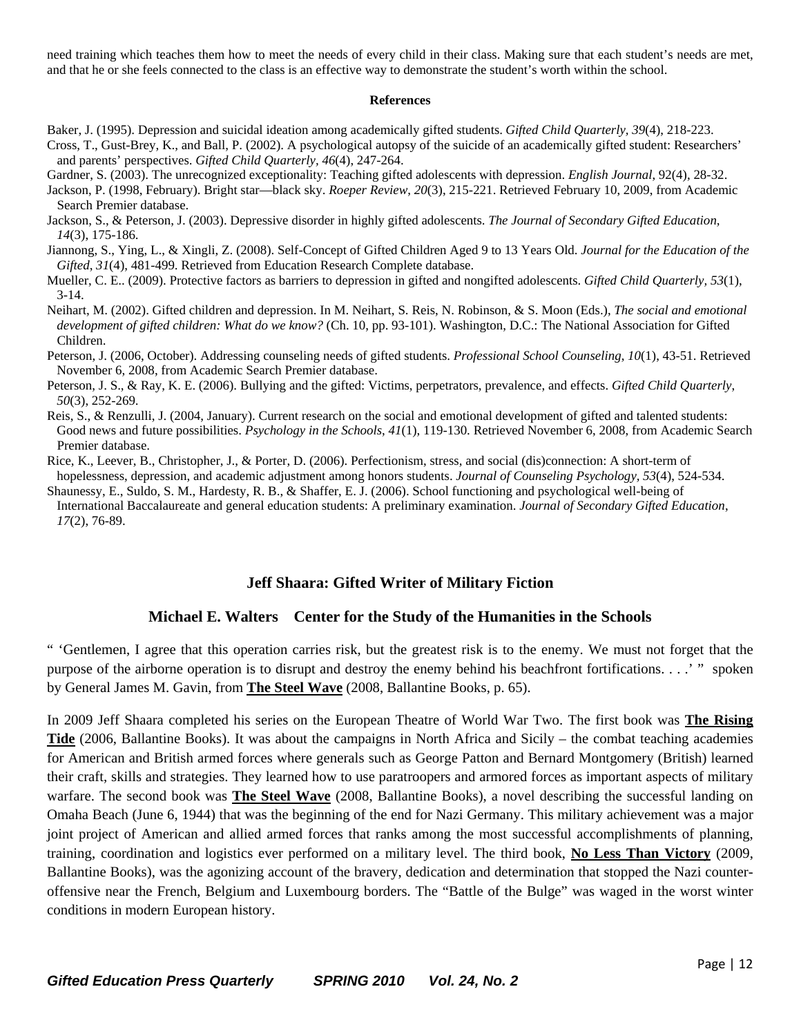need training which teaches them how to meet the needs of every child in their class. Making sure that each student's needs are met, and that he or she feels connected to the class is an effective way to demonstrate the student's worth within the school.

**References**

Baker, J. (1995). Depression and suicidal ideation among academically gifted students. *Gifted Child Quarterly, 39*(4), 218-223.

Cross, T., Gust-Brey, K., and Ball, P. (2002). A psychological autopsy of the suicide of an academically gifted student: Researchers' and parents' perspectives. *Gifted Child Quarterly, 46*(4), 247-264.

Gardner, S. (2003). The unrecognized exceptionality: Teaching gifted adolescents with depression. *English Journal,* 92(4), 28-32.

Jackson, P. (1998, February). Bright star—black sky. *Roeper Review*, *20*(3), 215-221. Retrieved February 10, 2009, from Academic Search Premier database.

Jackson, S., & Peterson, J. (2003). Depressive disorder in highly gifted adolescents. *The Journal of Secondary Gifted Education, 14*(3), 175-186.

Jiannong, S., Ying, L., & Xingli, Z. (2008). Self-Concept of Gifted Children Aged 9 to 13 Years Old. *Journal for the Education of the Gifted*, *31*(4), 481-499. Retrieved from Education Research Complete database.

Mueller, C. E.. (2009). Protective factors as barriers to depression in gifted and nongifted adolescents. *Gifted Child Quarterly, 53*(1), 3-14.

Neihart, M. (2002). Gifted children and depression. In M. Neihart, S. Reis, N. Robinson, & S. Moon (Eds.), *The social and emotional development of gifted children: What do we know?* (Ch. 10, pp. 93-101). Washington, D.C.: The National Association for Gifted Children.

Peterson, J. (2006, October). Addressing counseling needs of gifted students. *Professional School Counseling*, *10*(1), 43-51. Retrieved November 6, 2008, from Academic Search Premier database.

Peterson, J. S., & Ray, K. E. (2006). Bullying and the gifted: Victims, perpetrators, prevalence, and effects. *Gifted Child Quarterly*, *50*(3), 252-269.

Reis, S., & Renzulli, J. (2004, January). Current research on the social and emotional development of gifted and talented students: Good news and future possibilities. *Psychology in the Schools*, *41*(1), 119-130. Retrieved November 6, 2008, from Academic Search Premier database.

Rice, K., Leever, B., Christopher, J., & Porter, D. (2006). Perfectionism, stress, and social (dis)connection: A short-term of hopelessness, depression, and academic adjustment among honors students. *Journal of Counseling Psychology*, *53*(4), 524-534.

Shaunessy, E., Suldo, S. M., Hardesty, R. B., & Shaffer, E. J. (2006). School functioning and psychological well-being of International Baccalaureate and general education students: A preliminary examination. *Journal of Secondary Gifted Education*, *17*(2), 76-89.

## Jeff Shaara: Gifted Writer of Military Fiction

### Michael E. Walters Center for the Study of the Humanities in the Schools

" 'Gentlemen, I agree that this operation carries risk, but the greatest risk is to the enemy. We must not forget that the purpose of the airborne operation is to disrupt and destroy the enemy behind his beachfront fortifications. . . .' " spoken by General James M. Gavin, from **The Steel Wave** (2008, Ballantine Books, p. 65).

In 2009 Jeff Shaara completed his series on the European Theatre of World War Two. The first book was **The Rising Tide** (2006, Ballantine Books). It was about the campaigns in North Africa and Sicily – the combat teaching academies for American and British armed forces where generals such as George Patton and Bernard Montgomery (British) learned their craft, skills and strategies. They learned how to use paratroopers and armored forces as important aspects of military warfare. The second book was **The Steel Wave** (2008, Ballantine Books), a novel describing the successful landing on Omaha Beach (June 6, 1944) that was the beginning of the end for Nazi Germany. This military achievement was a major joint project of American and allied armed forces that ranks among the most successful accomplishments of planning, training, coordination and logistics ever performed on a military level. The third book, **No Less Than Victory** (2009, Ballantine Books), was the agonizing account of the bravery, dedication and determination that stopped the Nazi counter-offensive near the French, Belgium and Luxembourg borders. The "Battle of the Bulge" was waged in the worst winter conditions in modern European history.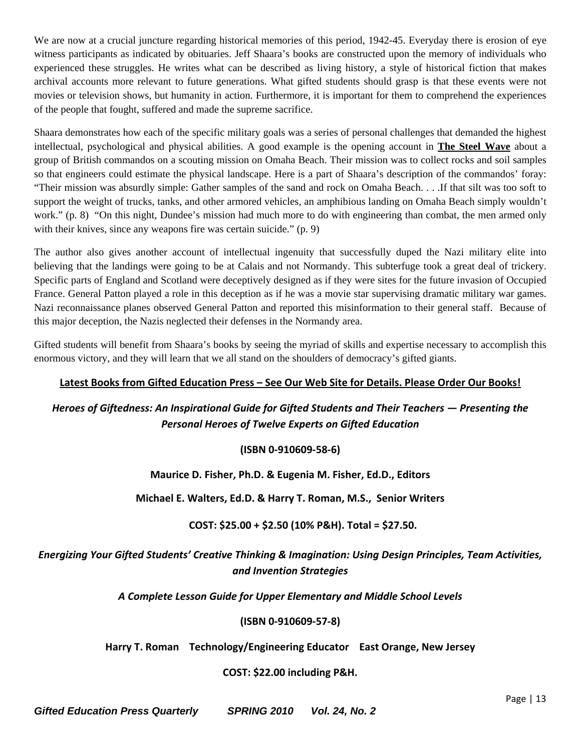We are now at a crucial juncture regarding historical memories of this period, 1942-45. Everyday there is erosion of eye witness participants as indicated by obituaries. Jeff Shaara's books are constructed upon the memory of individuals who experienced these struggles. He writes what can be described as living history, a style of historical fiction that makes archival accounts more relevant to future generations. What gifted students should grasp is that these events were not movies or television shows, but humanity in action. Furthermore, it is important for them to comprehend the experiences of the people that fought, suffered and made the supreme sacrifice.

Shaara demonstrates how each of the specific military goals was a series of personal challenges that demanded the highest intellectual, psychological and physical abilities. A good example is the opening account in **The Steel Wave** about a group of British commandos on a scouting mission on Omaha Beach. Their mission was to collect rocks and soil samples so that engineers could estimate the physical landscape. Here is a part of Shaara's description of the commandos' foray: "Their mission was absurdly simple: Gather samples of the sand and rock on Omaha Beach. . . .If that silt was too soft to support the weight of trucks, tanks, and other armored vehicles, an amphibious landing on Omaha Beach simply wouldn't work." (p. 8) "On this night, Dundee's mission had much more to do with engineering than combat, the men armed only with their knives, since any weapons fire was certain suicide." (p. 9)

The author also gives another account of intellectual ingenuity that successfully duped the Nazi military elite into believing that the landings were going to be at Calais and not Normandy. This subterfuge took a great deal of trickery. Specific parts of England and Scotland were deceptively designed as if they were sites for the future invasion of Occupied France. General Patton played a role in this deception as if he was a movie star supervising dramatic military war games. Nazi reconnaissance planes observed General Patton and reported this misinformation to their general staff. Because of this major deception, the Nazis neglected their defenses in the Normandy area.

Gifted students will benefit from Shaara's books by seeing the myriad of skills and expertise necessary to accomplish this enormous victory, and they will learn that we all stand on the shoulders of democracy's gifted giants.

**Latest Books from Gifted Education Press – See Our Web Site for Details. Please Order Our Books!**

***Heroes of Giftedness: An Inspirational Guide for Gifted Students and Their Teachers — Presenting the Personal Heroes of Twelve Experts on Gifted Education***

**(ISBN 0-910609-58-6)**

**Maurice D. Fisher, Ph.D. & Eugenia M. Fisher, Ed.D., Editors**

**Michael E. Walters, Ed.D. & Harry T. Roman, M.S., Senior Writers**

**COST: $25.00 + $2.50 (10% P&H). Total = $27.50.**

***Energizing Your Gifted Students' Creative Thinking & Imagination: Using Design Principles, Team Activities, and Invention Strategies***

***A Complete Lesson Guide for Upper Elementary and Middle School Levels***

**(ISBN 0-910609-57-8)**

**Harry T. Roman Technology/Engineering Educator East Orange, New Jersey**

**COST: $22.00 including P&H.**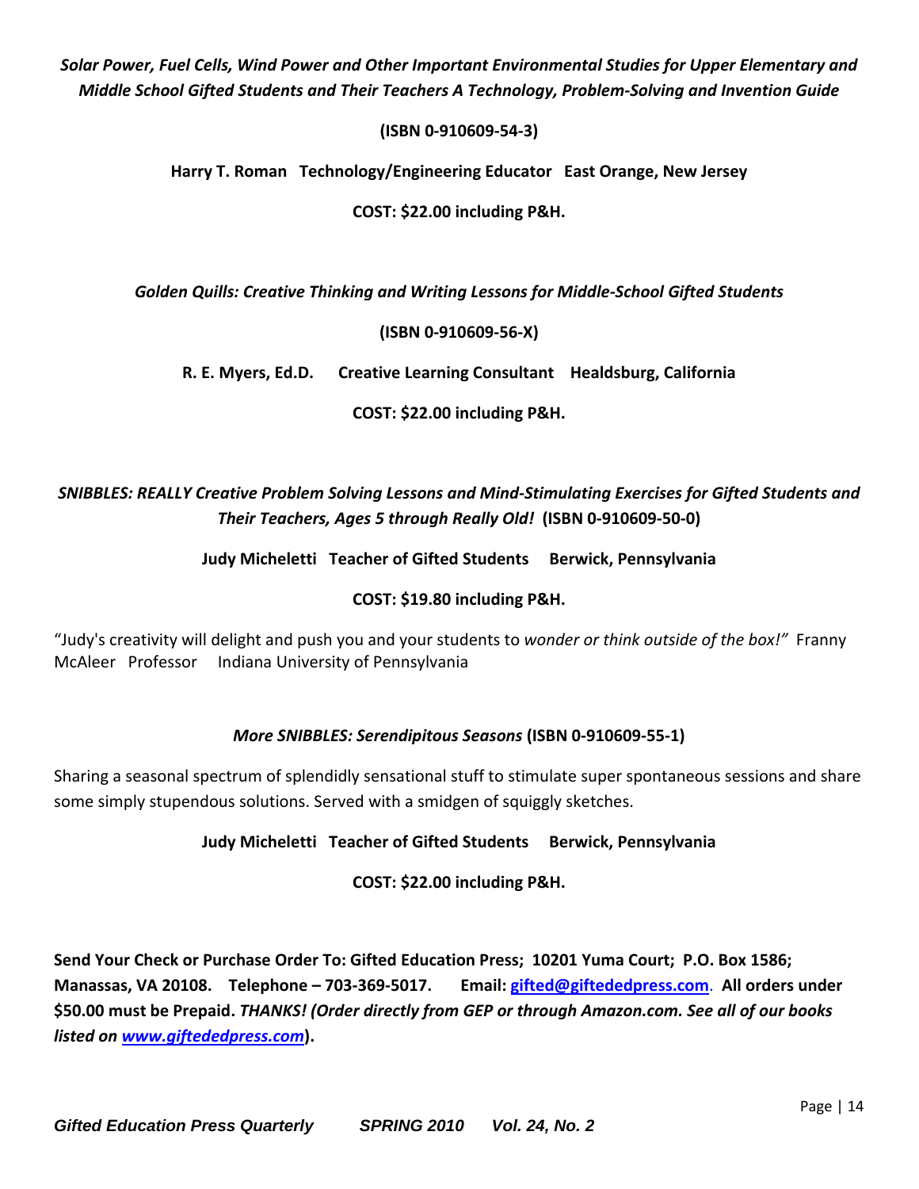*Solar Power, Fuel Cells, Wind Power and Other Important Environmental Studies for Upper Elementary and Middle School Gifted Students and Their Teachers A Technology, Problem-Solving and Invention Guide*

**(ISBN 0-910609-54-3)**

**Harry T. Roman Technology/Engineering Educator East Orange, New Jersey**

**COST: $22.00 including P&H.**

*Golden Quills: Creative Thinking and Writing Lessons for Middle-School Gifted Students*

**(ISBN 0-910609-56-X)**

**R. E. Myers, Ed.D. Creative Learning Consultant Healdsburg, California**

**COST: $22.00 including P&H.**

*SNIBBLES: REALLY Creative Problem Solving Lessons and Mind-Stimulating Exercises for Gifted Students and Their Teachers, Ages 5 through Really Old!* **(ISBN 0-910609-50-0)**

**Judy Micheletti Teacher of Gifted Students Berwick, Pennsylvania**

**COST: $19.80 including P&H.**

"Judy's creativity will delight and push you and your students to *wonder or think outside of the box!"* Franny McAleer Professor Indiana University of Pennsylvania

*More SNIBBLES: Serendipitous Seasons* **(ISBN 0-910609-55-1)**

Sharing a seasonal spectrum of splendidly sensational stuff to stimulate super spontaneous sessions and share some simply stupendous solutions. Served with a smidgen of squiggly sketches.

**Judy Micheletti Teacher of Gifted Students Berwick, Pennsylvania**

**COST: $22.00 including P&H.**

**Send Your Check or Purchase Order To: Gifted Education Press; 10201 Yuma Court; P.O. Box 1586; Manassas, VA 20108. Telephone – 703-369-5017. Email: gifted@giftededpress.com. All orders under $50.00 must be Prepaid.** ***THANKS! (Order directly from GEP or through Amazon.com. See all of our books listed on www.giftededpress.com*****).**